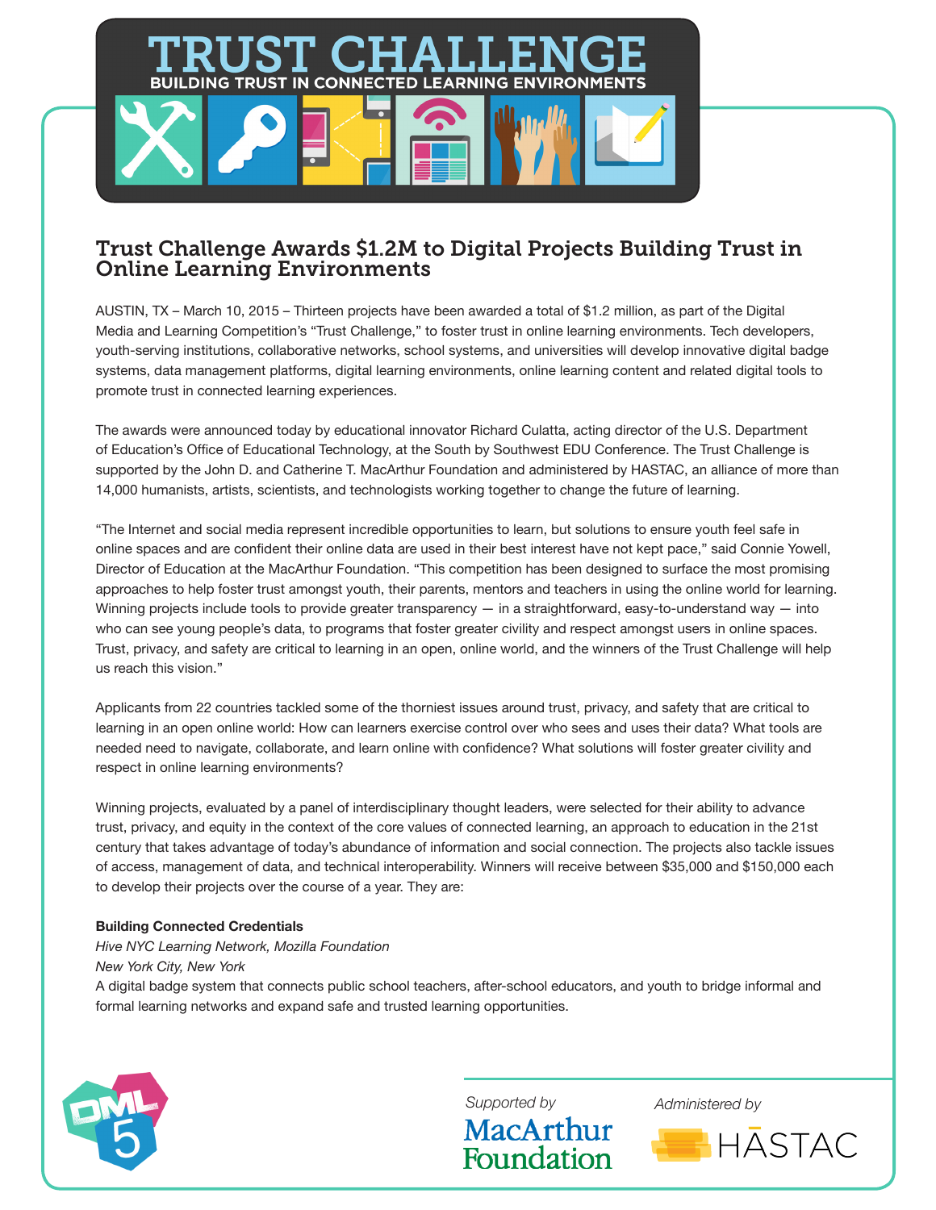# TRUST CHALLENGE

BUILDING TRUST IN CONNECTED LEARNING ENVIRONMENTS

## Trust Challenge Awards $1.2M to Digital Projects Building Trust in Online Learning Environments

AUSTIN, TX – March 10, 2015 – Thirteen projects have been awarded a total of $1.2 million, as part of the Digital Media and Learning Competition's "Trust Challenge," to foster trust in online learning environments. Tech developers, youth-serving institutions, collaborative networks, school systems, and universities will develop innovative digital badge systems, data management platforms, digital learning environments, online learning content and related digital tools to promote trust in connected learning experiences.

The awards were announced today by educational innovator Richard Culatta, acting director of the U.S. Department of Education's Office of Educational Technology, at the South by Southwest EDU Conference. The Trust Challenge is supported by the John D. and Catherine T. MacArthur Foundation and administered by HASTAC, an alliance of more than 14,000 humanists, artists, scientists, and technologists working together to change the future of learning.

"The Internet and social media represent incredible opportunities to learn, but solutions to ensure youth feel safe in online spaces and are confident their online data are used in their best interest have not kept pace," said Connie Yowell, Director of Education at the MacArthur Foundation. "This competition has been designed to surface the most promising approaches to help foster trust amongst youth, their parents, mentors and teachers in using the online world for learning. Winning projects include tools to provide greater transparency — in a straightforward, easy-to-understand way — into who can see young people's data, to programs that foster greater civility and respect amongst users in online spaces. Trust, privacy, and safety are critical to learning in an open, online world, and the winners of the Trust Challenge will help us reach this vision."

Applicants from 22 countries tackled some of the thorniest issues around trust, privacy, and safety that are critical to learning in an open online world: How can learners exercise control over who sees and uses their data? What tools are needed need to navigate, collaborate, and learn online with confidence? What solutions will foster greater civility and respect in online learning environments?

Winning projects, evaluated by a panel of interdisciplinary thought leaders, were selected for their ability to advance trust, privacy, and equity in the context of the core values of connected learning, an approach to education in the 21st century that takes advantage of today's abundance of information and social connection. The projects also tackle issues of access, management of data, and technical interoperability. Winners will receive between $35,000 and $150,000 each to develop their projects over the course of a year. They are:

**Building Connected Credentials**
*Hive NYC Learning Network, Mozilla Foundation*
*New York City, New York*
A digital badge system that connects public school teachers, after-school educators, and youth to bridge informal and formal learning networks and expand safe and trusted learning opportunities.

Supported by MacArthur Foundation

Administered by HASTAC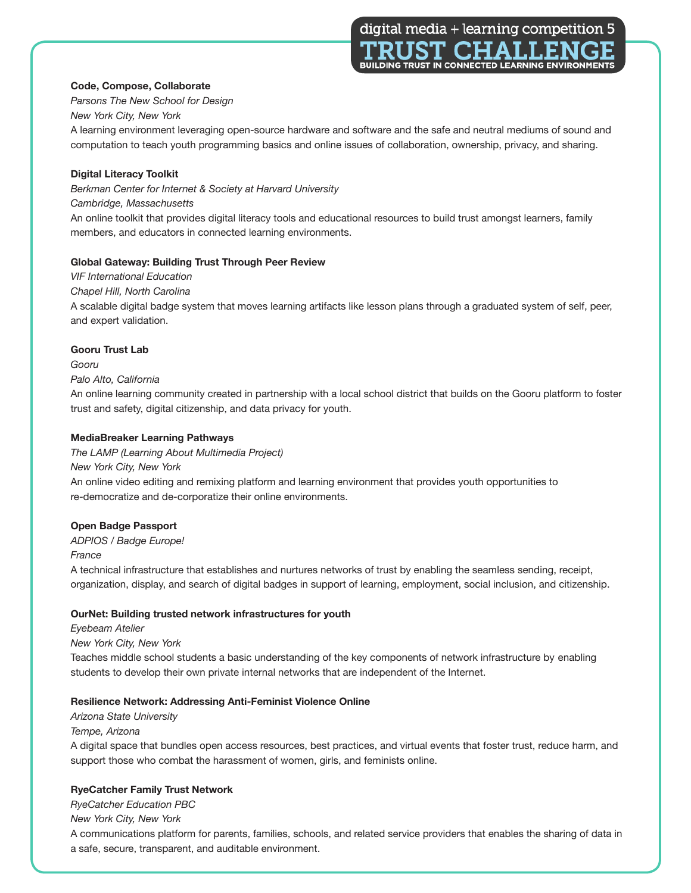**Code, Compose, Collaborate**
*Parsons The New School for Design*
*New York City, New York*
A learning environment leveraging open-source hardware and software and the safe and neutral mediums of sound and computation to teach youth programming basics and online issues of collaboration, ownership, privacy, and sharing.

**Digital Literacy Toolkit**
*Berkman Center for Internet & Society at Harvard University*
*Cambridge, Massachusetts*
An online toolkit that provides digital literacy tools and educational resources to build trust amongst learners, family members, and educators in connected learning environments.

**Global Gateway: Building Trust Through Peer Review**
*VIF International Education*
*Chapel Hill, North Carolina*
A scalable digital badge system that moves learning artifacts like lesson plans through a graduated system of self, peer, and expert validation.

**Gooru Trust Lab**
*Gooru*
*Palo Alto, California*
An online learning community created in partnership with a local school district that builds on the Gooru platform to foster trust and safety, digital citizenship, and data privacy for youth.

**MediaBreaker Learning Pathways**
*The LAMP (Learning About Multimedia Project)*
*New York City, New York*
An online video editing and remixing platform and learning environment that provides youth opportunities to re-democratize and de-corporatize their online environments.

**Open Badge Passport**
*ADPIOS / Badge Europe!*
*France*
A technical infrastructure that establishes and nurtures networks of trust by enabling the seamless sending, receipt, organization, display, and search of digital badges in support of learning, employment, social inclusion, and citizenship.

**OurNet: Building trusted network infrastructures for youth**
*Eyebeam Atelier*
*New York City, New York*
Teaches middle school students a basic understanding of the key components of network infrastructure by enabling students to develop their own private internal networks that are independent of the Internet.

**Resilience Network: Addressing Anti-Feminist Violence Online**
*Arizona State University*
*Tempe, Arizona*
A digital space that bundles open access resources, best practices, and virtual events that foster trust, reduce harm, and support those who combat the harassment of women, girls, and feminists online.

**RyeCatcher Family Trust Network**
*RyeCatcher Education PBC*
*New York City, New York*
A communications platform for parents, families, schools, and related service providers that enables the sharing of data in a safe, secure, transparent, and auditable environment.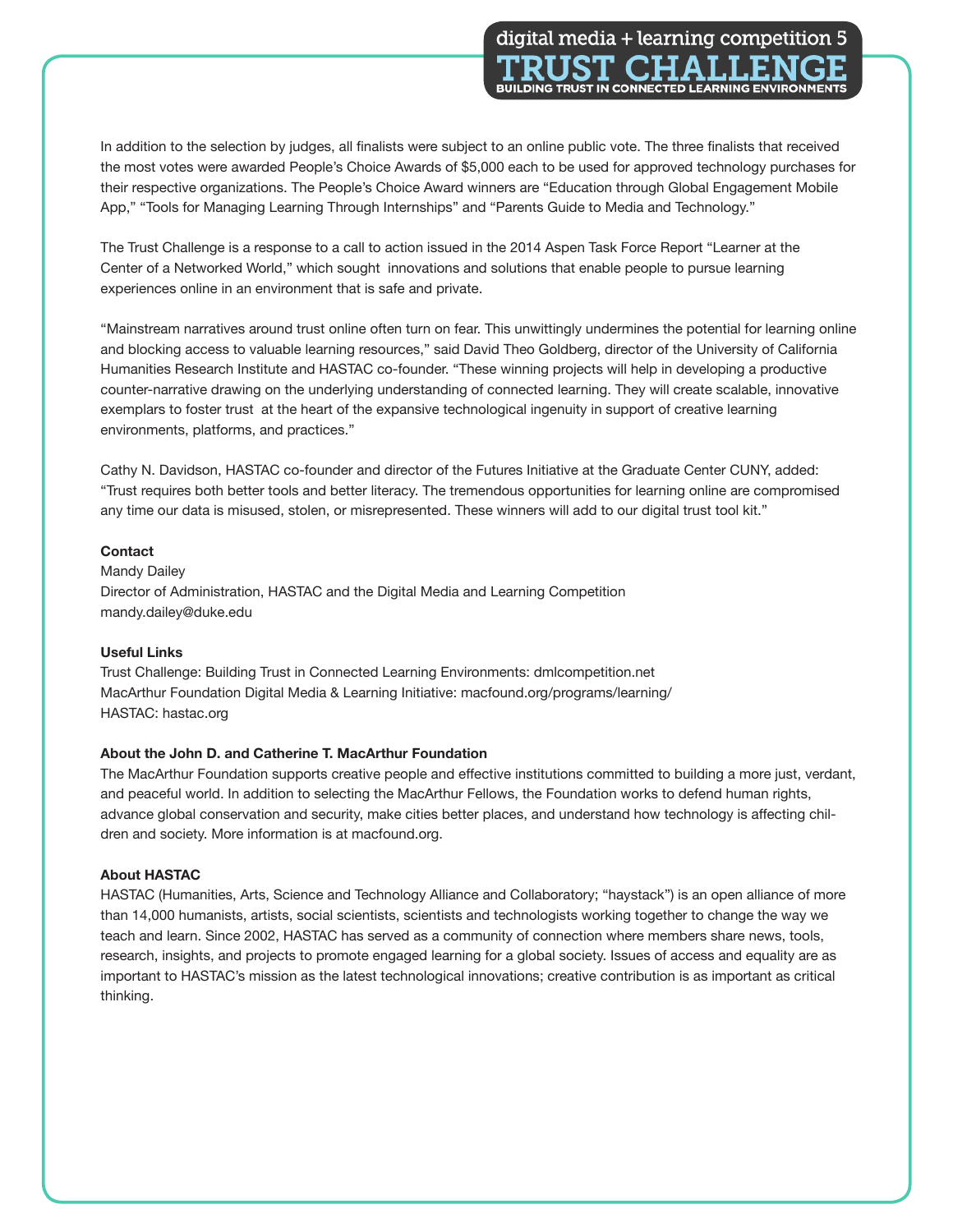In addition to the selection by judges, all finalists were subject to an online public vote. The three finalists that received the most votes were awarded People's Choice Awards of $5,000 each to be used for approved technology purchases for their respective organizations. The People's Choice Award winners are "Education through Global Engagement Mobile App," "Tools for Managing Learning Through Internships" and "Parents Guide to Media and Technology."

The Trust Challenge is a response to a call to action issued in the 2014 Aspen Task Force Report "Learner at the Center of a Networked World," which sought innovations and solutions that enable people to pursue learning experiences online in an environment that is safe and private.

"Mainstream narratives around trust online often turn on fear. This unwittingly undermines the potential for learning online and blocking access to valuable learning resources," said David Theo Goldberg, director of the University of California Humanities Research Institute and HASTAC co-founder. "These winning projects will help in developing a productive counter-narrative drawing on the underlying understanding of connected learning. They will create scalable, innovative exemplars to foster trust at the heart of the expansive technological ingenuity in support of creative learning environments, platforms, and practices."

Cathy N. Davidson, HASTAC co-founder and director of the Futures Initiative at the Graduate Center CUNY, added: "Trust requires both better tools and better literacy. The tremendous opportunities for learning online are compromised any time our data is misused, stolen, or misrepresented. These winners will add to our digital trust tool kit."

**Contact**
Mandy Dailey
Director of Administration, HASTAC and the Digital Media and Learning Competition
mandy.dailey@duke.edu

**Useful Links**
Trust Challenge: Building Trust in Connected Learning Environments: dmlcompetition.net
MacArthur Foundation Digital Media & Learning Initiative: macfound.org/programs/learning/
HASTAC: hastac.org

**About the John D. and Catherine T. MacArthur Foundation**
The MacArthur Foundation supports creative people and effective institutions committed to building a more just, verdant, and peaceful world. In addition to selecting the MacArthur Fellows, the Foundation works to defend human rights, advance global conservation and security, make cities better places, and understand how technology is affecting children and society. More information is at macfound.org.

**About HASTAC**
HASTAC (Humanities, Arts, Science and Technology Alliance and Collaboratory; "haystack") is an open alliance of more than 14,000 humanists, artists, social scientists, scientists and technologists working together to change the way we teach and learn. Since 2002, HASTAC has served as a community of connection where members share news, tools, research, insights, and projects to promote engaged learning for a global society. Issues of access and equality are as important to HASTAC's mission as the latest technological innovations; creative contribution is as important as critical thinking.